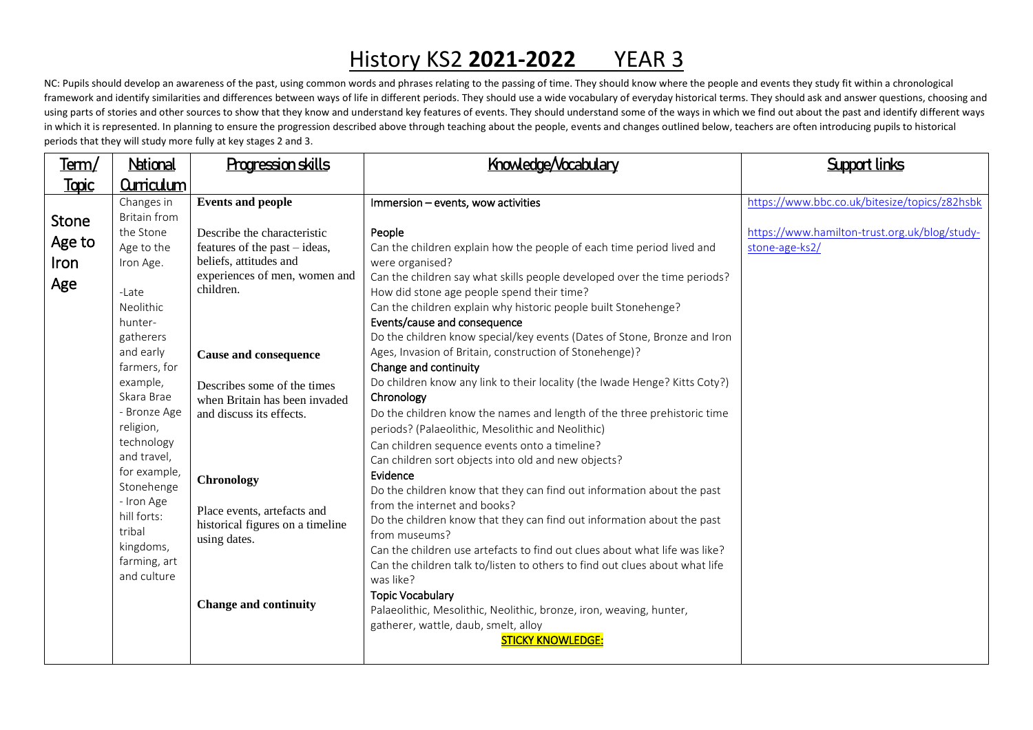# History KS2 **2021-2022** YEAR 3

NC: Pupils should develop an awareness of the past, using common words and phrases relating to the passing of time. They should know where the people and events they study fit within a chronological framework and identify similarities and differences between ways of life in different periods. They should use a wide vocabulary of everyday historical terms. They should ask and answer questions, choosing and using parts of stories and other sources to show that they know and understand key features of events. They should understand some of the ways in which we find out about the past and identify different ways in which it is represented. In planning to ensure the progression described above through teaching about the people, events and changes outlined below, teachers are often introducing pupils to historical periods that they will study more fully at key stages 2 and 3.

| Term/ Topic | National Curriculum | Progression skills | Knowledge/Vocabulary | Support links |
|---|---|---|---|---|
| Stone Age to Iron Age | Changes in Britain from the Stone Age to the Iron Age.<br><br>-Late Neolithic hunter-gatherers and early farmers, for example, Skara Brae<br>- Bronze Age religion, technology and travel, for example, Stonehenge<br>- Iron Age hill forts: tribal kingdoms, farming, art and culture | **Events and people**<br><br>Describe the characteristic features of the past – ideas, beliefs, attitudes and experiences of men, women and children.<br><br>**Cause and consequence**<br><br>Describes some of the times when Britain has been invaded and discuss its effects.<br><br>**Chronology**<br><br>Place events, artefacts and historical figures on a timeline using dates.<br><br>**Change and continuity** | Immersion – events, wow activities<br><br>People<br>Can the children explain how the people of each time period lived and were organised?<br>Can the children say what skills people developed over the time periods?<br>How did stone age people spend their time?<br>Can the children explain why historic people built Stonehenge?<br>Events/cause and consequence<br>Do the children know special/key events (Dates of Stone, Bronze and Iron Ages, Invasion of Britain, construction of Stonehenge)?<br>Change and continuity<br>Do children know any link to their locality (the Iwade Henge? Kitts Coty?)<br>Chronology<br>Do the children know the names and length of the three prehistoric time periods? (Palaeolithic, Mesolithic and Neolithic)<br>Can children sequence events onto a timeline?<br>Can children sort objects into old and new objects?<br>Evidence<br>Do the children know that they can find out information about the past from the internet and books?<br>Do the children know that they can find out information about the past from museums?<br>Can the children use artefacts to find out clues about what life was like?<br>Can the children talk to/listen to others to find out clues about what life was like?<br>Topic Vocabulary<br>Palaeolithic, Mesolithic, Neolithic, bronze, iron, weaving, hunter, gatherer, wattle, daub, smelt, alloy<br>STICKY KNOWLEDGE: | https://www.bbc.co.uk/bitesize/topics/z82hsbk<br><br>https://www.hamilton-trust.org.uk/blog/study-stone-age-ks2/ |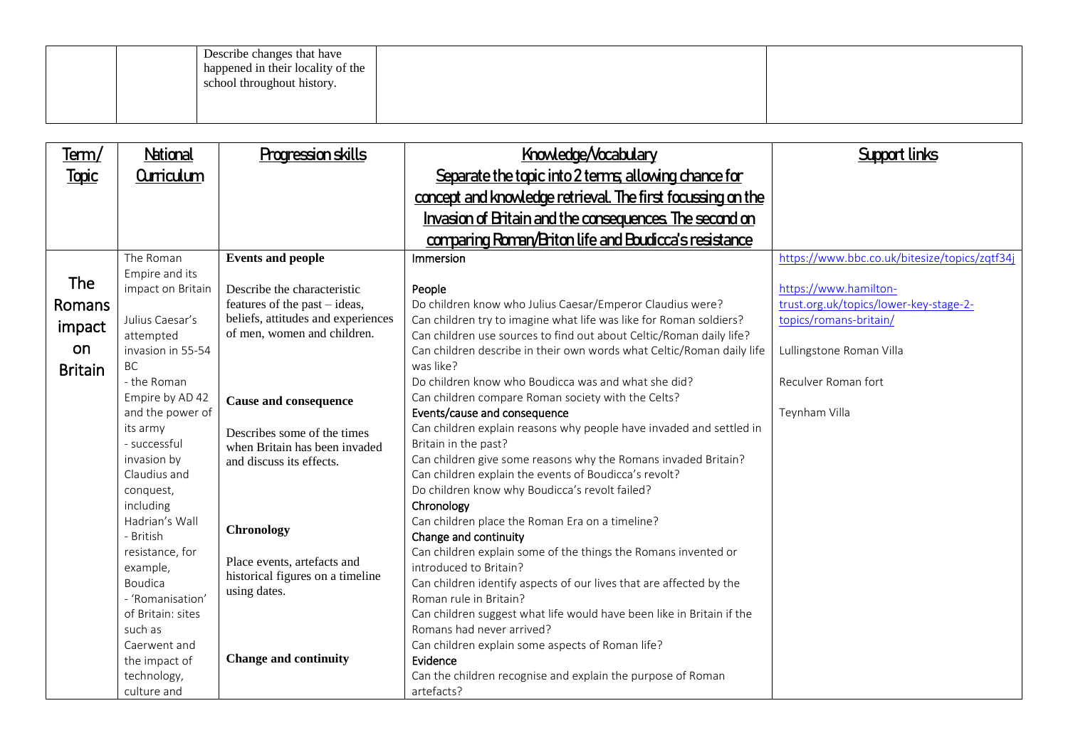| | | Describe changes that have happened in their locality of the school throughout history. | | |
|---|---|---|---|---|

| Term/ Topic | National Curriculum | Progression skills | Knowledge/Vocabulary<br>Separate the topic into 2 terms; allowing chance for concept and knowledge retrieval. The first focussing on the Invasion of Britain and the consequences. The second on comparing Roman/Briton life and Boudicca's resistance | Support links |
|---|---|---|---|---|
| The Romans impact on Britain | The Roman Empire and its impact on Britain<br><br>Julius Caesar's attempted invasion in 55-54 BC<br>- the Roman Empire by AD 42 and the power of its army<br>- successful invasion by Claudius and conquest, including Hadrian's Wall<br>- British resistance, for example, Boudica<br>- 'Romanisation' of Britain: sites such as Caerwent and the impact of technology, culture and | **Events and people**<br><br>Describe the characteristic features of the past – ideas, beliefs, attitudes and experiences of men, women and children.<br><br>**Cause and consequence**<br><br>Describes some of the times when Britain has been invaded and discuss its effects.<br><br>**Chronology**<br><br>Place events, artefacts and historical figures on a timeline using dates.<br><br>**Change and continuity** | Immersion<br><br>People<br>Do children know who Julius Caesar/Emperor Claudius were?<br>Can children try to imagine what life was like for Roman soldiers?<br>Can children use sources to find out about Celtic/Roman daily life?<br>Can children describe in their own words what Celtic/Roman daily life was like?<br>Do children know who Boudicca was and what she did?<br>Can children compare Roman society with the Celts?<br>Events/cause and consequence<br>Can children explain reasons why people have invaded and settled in Britain in the past?<br>Can children give some reasons why the Romans invaded Britain?<br>Can children explain the events of Boudicca's revolt?<br>Do children know why Boudicca's revolt failed?<br>Chronology<br>Can children place the Roman Era on a timeline?<br>Change and continuity<br>Can children explain some of the things the Romans invented or introduced to Britain?<br>Can children identify aspects of our lives that are affected by the Roman rule in Britain?<br>Can children suggest what life would have been like in Britain if the Romans had never arrived?<br>Can children explain some aspects of Roman life?<br>Evidence<br>Can the children recognise and explain the purpose of Roman artefacts? | https://www.bbc.co.uk/bitesize/topics/zqtf34j<br><br>https://www.hamilton-trust.org.uk/topics/lower-key-stage-2-topics/romans-britain/<br><br>Lullingstone Roman Villa<br><br>Reculver Roman fort<br><br>Teynham Villa |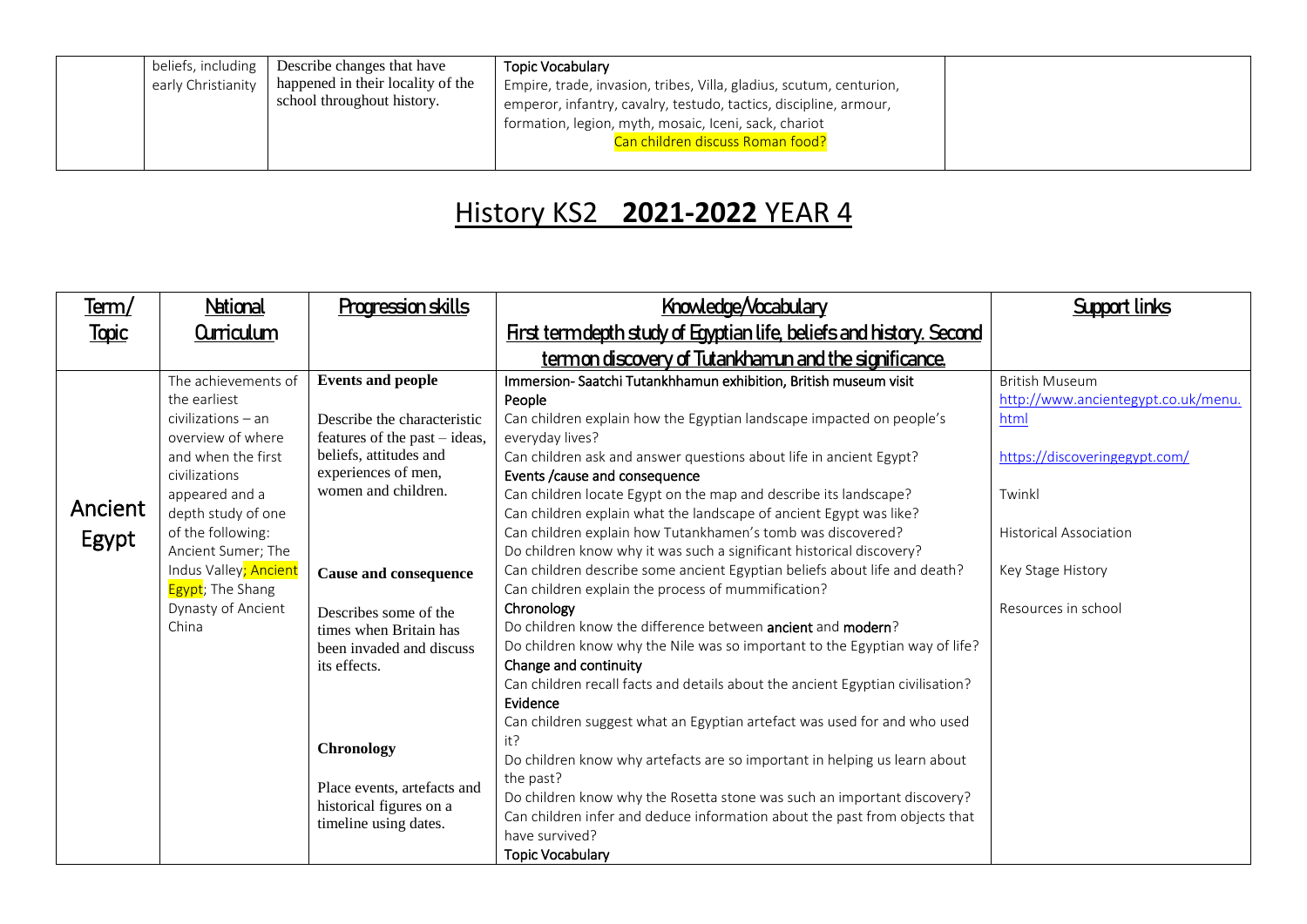| | | | | |
|---|---|---|---|---|
| | beliefs, including early Christianity | Describe changes that have happened in their locality of the school throughout history. | **Topic Vocabulary**<br>Empire, trade, invasion, tribes, Villa, gladius, scutum, centurion, emperor, infantry, cavalry, testudo, tactics, discipline, armour, formation, legion, myth, mosaic, Iceni, sack, chariot<br>Can children discuss Roman food? | |

# History KS2 **2021-2022** YEAR 4

| Term/ Topic | National Curriculum | Progression skills | Knowledge/Vocabulary<br>First term depth study of Egyptian life, beliefs and history. Second term on discovery of Tutankhamun and the significance. | Support links |
|---|---|---|---|---|
| Ancient Egypt | The achievements of the earliest civilizations – an overview of where and when the first civilizations appeared and a depth study of one of the following: Ancient Sumer; The Indus Valley; Ancient Egypt; The Shang Dynasty of Ancient China | **Events and people**<br><br>Describe the characteristic features of the past – ideas, beliefs, attitudes and experiences of men, women and children.<br><br>**Cause and consequence**<br><br>Describes some of the times when Britain has been invaded and discuss its effects.<br><br>**Chronology**<br><br>Place events, artefacts and historical figures on a timeline using dates. | Immersion- Saatchi Tutankhhamun exhibition, British museum visit<br>**People**<br>Can children explain how the Egyptian landscape impacted on people's everyday lives?<br>Can children ask and answer questions about life in ancient Egypt?<br>**Events /cause and consequence**<br>Can children locate Egypt on the map and describe its landscape?<br>Can children explain what the landscape of ancient Egypt was like?<br>Can children explain how Tutankhamen's tomb was discovered?<br>Do children know why it was such a significant historical discovery?<br>Can children describe some ancient Egyptian beliefs about life and death?<br>Can children explain the process of mummification?<br>**Chronology**<br>Do children know the difference between **ancient** and **modern**?<br>Do children know why the Nile was so important to the Egyptian way of life?<br>**Change and continuity**<br>Can children recall facts and details about the ancient Egyptian civilisation?<br>**Evidence**<br>Can children suggest what an Egyptian artefact was used for and who used it?<br>Do children know why artefacts are so important in helping us learn about the past?<br>Do children know why the Rosetta stone was such an important discovery?<br>Can children infer and deduce information about the past from objects that have survived?<br>**Topic Vocabulary** | British Museum<br>http://www.ancientegypt.co.uk/menu.html<br><br>https://discoveringegypt.com/<br><br>Twinkl<br><br>Historical Association<br><br>Key Stage History<br><br>Resources in school |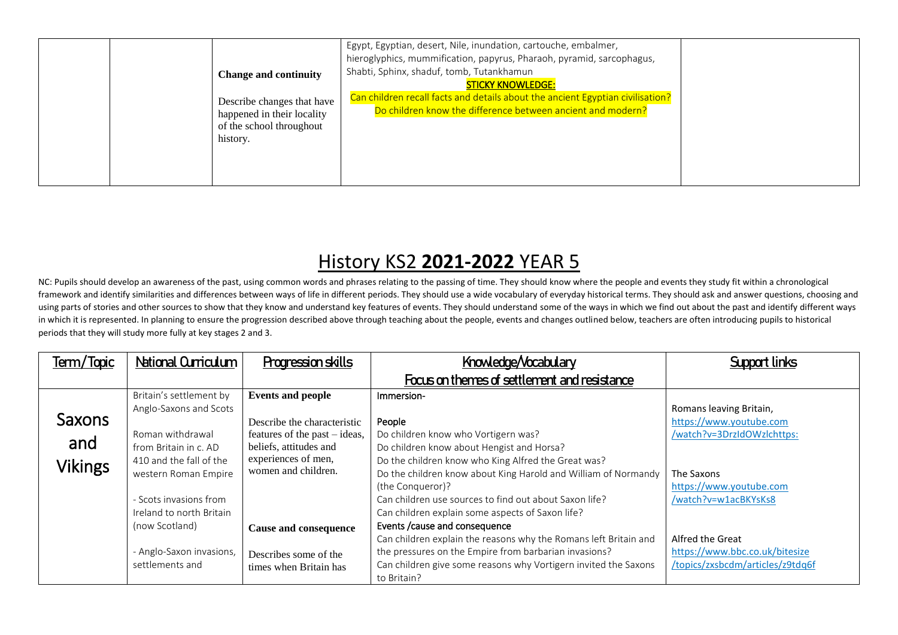|  |  |  |  |  |
|---|---|---|---|---|
|  |  | **Change and continuity**<br><br>Describe changes that have happened in their locality of the school throughout history. | Egypt, Egyptian, desert, Nile, inundation, cartouche, embalmer, hieroglyphics, mummification, papyrus, Pharaoh, pyramid, sarcophagus, Shabti, Sphinx, shaduf, tomb, Tutankhamun<br>**STICKY KNOWLEDGE:**<br>Can children recall facts and details about the ancient Egyptian civilisation?<br>Do children know the difference between ancient and modern? |  |

# History KS2 **2021-2022** YEAR 5

NC: Pupils should develop an awareness of the past, using common words and phrases relating to the passing of time. They should know where the people and events they study fit within a chronological framework and identify similarities and differences between ways of life in different periods. They should use a wide vocabulary of everyday historical terms. They should ask and answer questions, choosing and using parts of stories and other sources to show that they know and understand key features of events. They should understand some of the ways in which we find out about the past and identify different ways in which it is represented. In planning to ensure the progression described above through teaching about the people, events and changes outlined below, teachers are often introducing pupils to historical periods that they will study more fully at key stages 2 and 3.

| Term/Topic | National Curriculum | Progression skills | Knowledge/Vocabulary<br>Focus on themes of settlement and resistance | Support links |
|---|---|---|---|---|
| Saxons and Vikings | Britain's settlement by Anglo-Saxons and Scots<br><br>Roman withdrawal from Britain in c. AD 410 and the fall of the western Roman Empire<br><br>- Scots invasions from Ireland to north Britain (now Scotland)<br><br>- Anglo-Saxon invasions, settlements and | **Events and people**<br><br>Describe the characteristic features of the past – ideas, beliefs, attitudes and experiences of men, women and children.<br><br>**Cause and consequence**<br><br>Describes some of the times when Britain has | Immersion-<br><br>People<br>Do children know who Vortigern was?<br>Do children know about Hengist and Horsa?<br>Do the children know who King Alfred the Great was?<br>Do the children know about King Harold and William of Normandy (the Conqueror)?<br>Can children use sources to find out about Saxon life?<br>Can children explain some aspects of Saxon life?<br>Events /cause and consequence<br>Can children explain the reasons why the Romans left Britain and the pressures on the Empire from barbarian invasions?<br>Can children give some reasons why Vortigern invited the Saxons to Britain? | Romans leaving Britain,<br>https://www.youtube.com/watch?v=3DrzIdOWzlchttps:<br><br>The Saxons<br>https://www.youtube.com/watch?v=w1acBKYsKs8<br><br>Alfred the Great<br>https://www.bbc.co.uk/bitesize/topics/zxsbcdm/articles/z9tdq6f |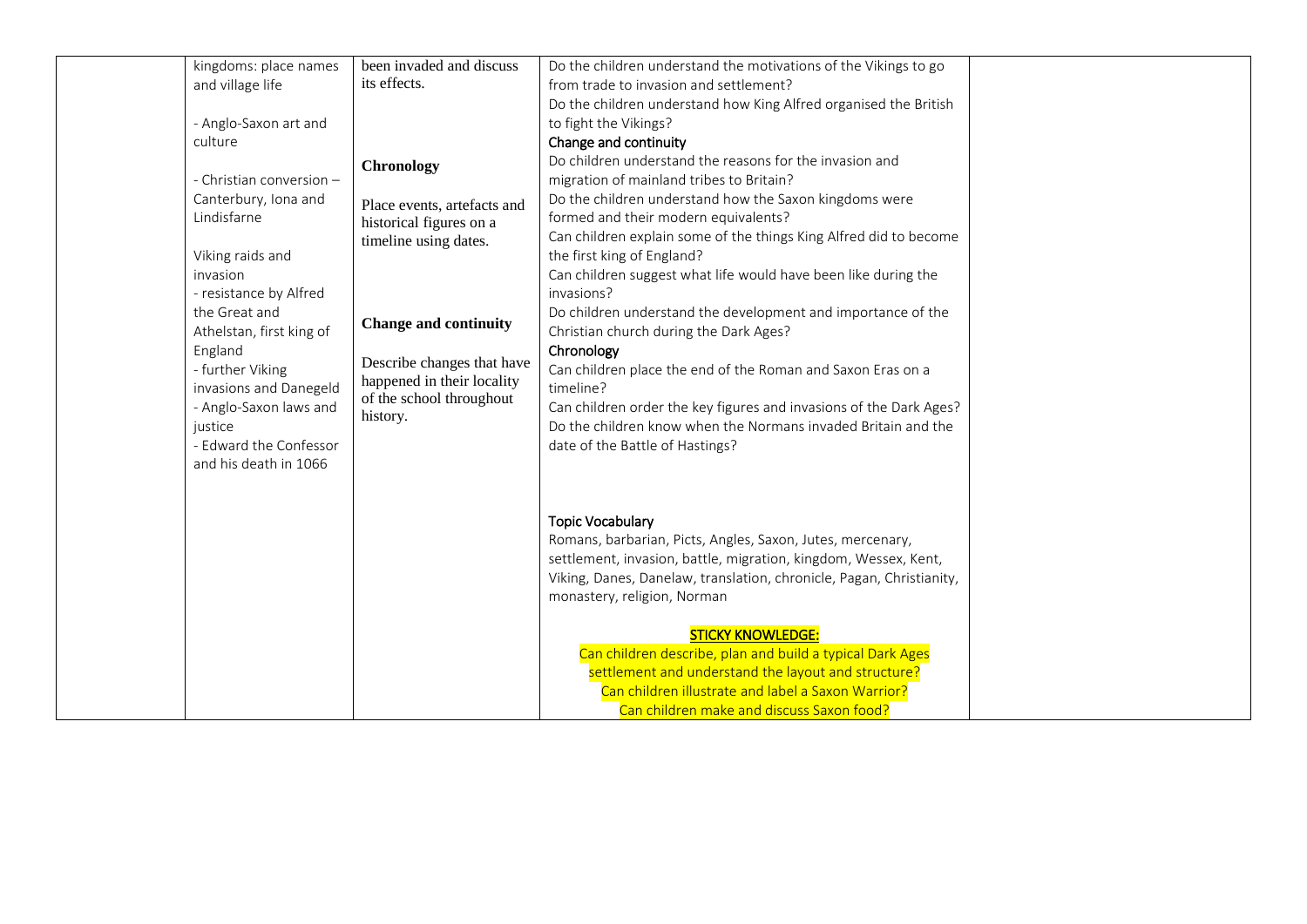| | | | | |
|---|---|---|---|---|
| | kingdoms: place names and village life<br><br>- Anglo-Saxon art and culture<br><br>- Christian conversion – Canterbury, Iona and Lindisfarne<br><br>Viking raids and invasion<br>- resistance by Alfred the Great and Athelstan, first king of England<br>- further Viking invasions and Danegeld<br>- Anglo-Saxon laws and justice<br>- Edward the Confessor and his death in 1066 | been invaded and discuss its effects.<br><br>**Chronology**<br><br>Place events, artefacts and historical figures on a timeline using dates.<br><br>**Change and continuity**<br><br>Describe changes that have happened in their locality of the school throughout history. | Do the children understand the motivations of the Vikings to go from trade to invasion and settlement?<br>Do the children understand how King Alfred organised the British to fight the Vikings?<br>Change and continuity<br>Do children understand the reasons for the invasion and migration of mainland tribes to Britain?<br>Do the children understand how the Saxon kingdoms were formed and their modern equivalents?<br>Can children explain some of the things King Alfred did to become the first king of England?<br>Can children suggest what life would have been like during the invasions?<br>Do children understand the development and importance of the Christian church during the Dark Ages?<br>Chronology<br>Can children place the end of the Roman and Saxon Eras on a timeline?<br>Can children order the key figures and invasions of the Dark Ages?<br>Do the children know when the Normans invaded Britain and the date of the Battle of Hastings?<br><br>Topic Vocabulary<br>Romans, barbarian, Picts, Angles, Saxon, Jutes, mercenary, settlement, invasion, battle, migration, kingdom, Wessex, Kent, Viking, Danes, Danelaw, translation, chronicle, Pagan, Christianity, monastery, religion, Norman<br><br>**STICKY KNOWLEDGE:**<br>Can children describe, plan and build a typical Dark Ages settlement and understand the layout and structure?<br>Can children illustrate and label a Saxon Warrior?<br>Can children make and discuss Saxon food? | |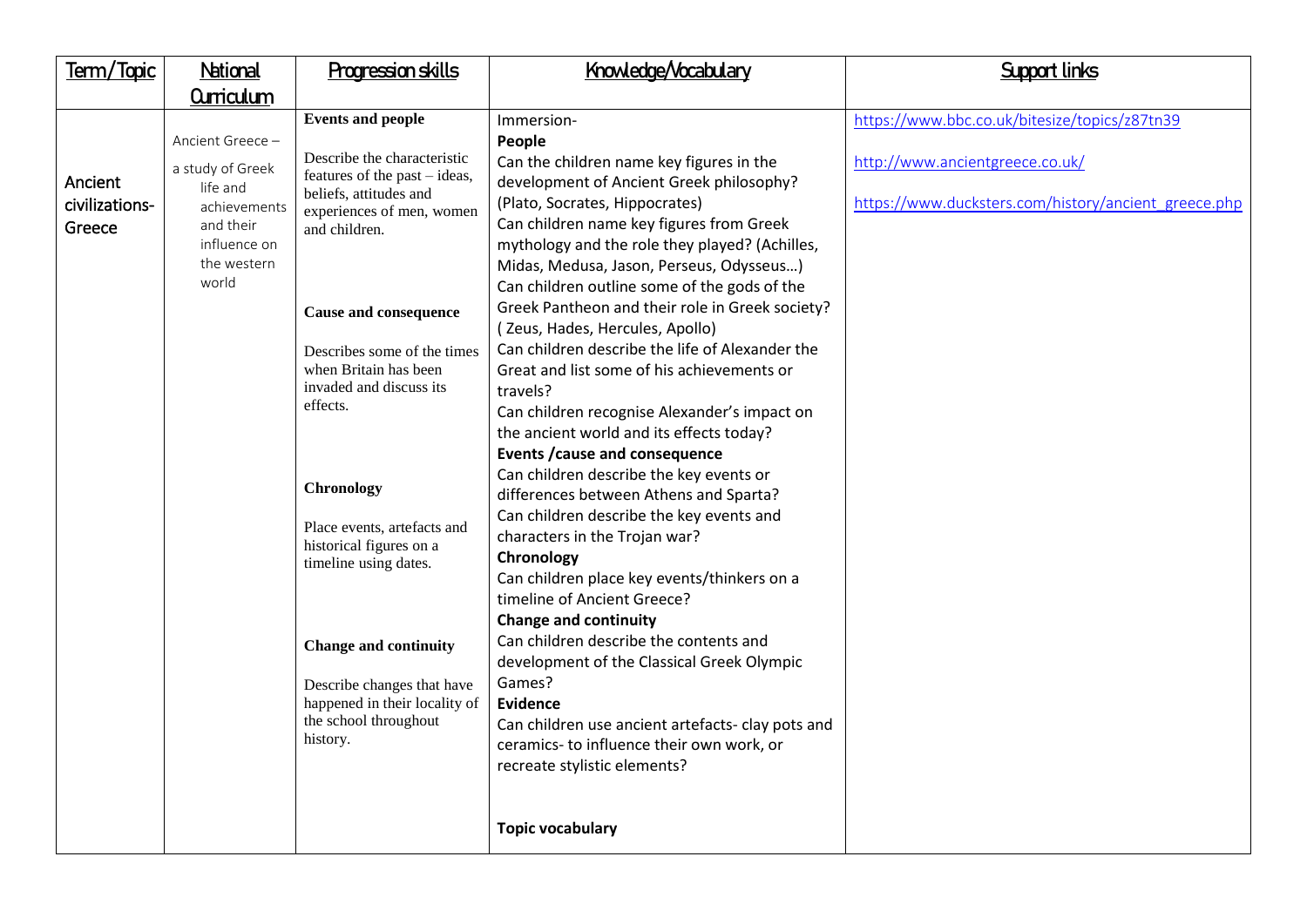| Term/Topic | National Curriculum | Progression skills | Knowledge/Vocabulary | Support links |
| --- | --- | --- | --- | --- |
| Ancient civilizations- Greece | Ancient Greece – a study of Greek life and achievements and their influence on the western world | **Events and people**<br><br>Describe the characteristic features of the past – ideas, beliefs, attitudes and experiences of men, women and children.<br><br>**Cause and consequence**<br><br>Describes some of the times when Britain has been invaded and discuss its effects.<br><br>**Chronology**<br><br>Place events, artefacts and historical figures on a timeline using dates.<br><br>**Change and continuity**<br><br>Describe changes that have happened in their locality of the school throughout history. | Immersion-<br>**People**<br>Can the children name key figures in the development of Ancient Greek philosophy? (Plato, Socrates, Hippocrates)<br>Can children name key figures from Greek mythology and the role they played? (Achilles, Midas, Medusa, Jason, Perseus, Odysseus…)<br>Can children outline some of the gods of the Greek Pantheon and their role in Greek society? ( Zeus, Hades, Hercules, Apollo)<br>Can children describe the life of Alexander the Great and list some of his achievements or travels?<br>Can children recognise Alexander's impact on the ancient world and its effects today?<br>**Events /cause and consequence**<br>Can children describe the key events or differences between Athens and Sparta?<br>Can children describe the key events and characters in the Trojan war?<br>**Chronology**<br>Can children place key events/thinkers on a timeline of Ancient Greece?<br>**Change and continuity**<br>Can children describe the contents and development of the Classical Greek Olympic Games?<br>**Evidence**<br>Can children use ancient artefacts- clay pots and ceramics- to influence their own work, or recreate stylistic elements?<br><br>**Topic vocabulary** | https://www.bbc.co.uk/bitesize/topics/z87tn39<br><br>http://www.ancientgreece.co.uk/<br><br>https://www.ducksters.com/history/ancient_greece.php |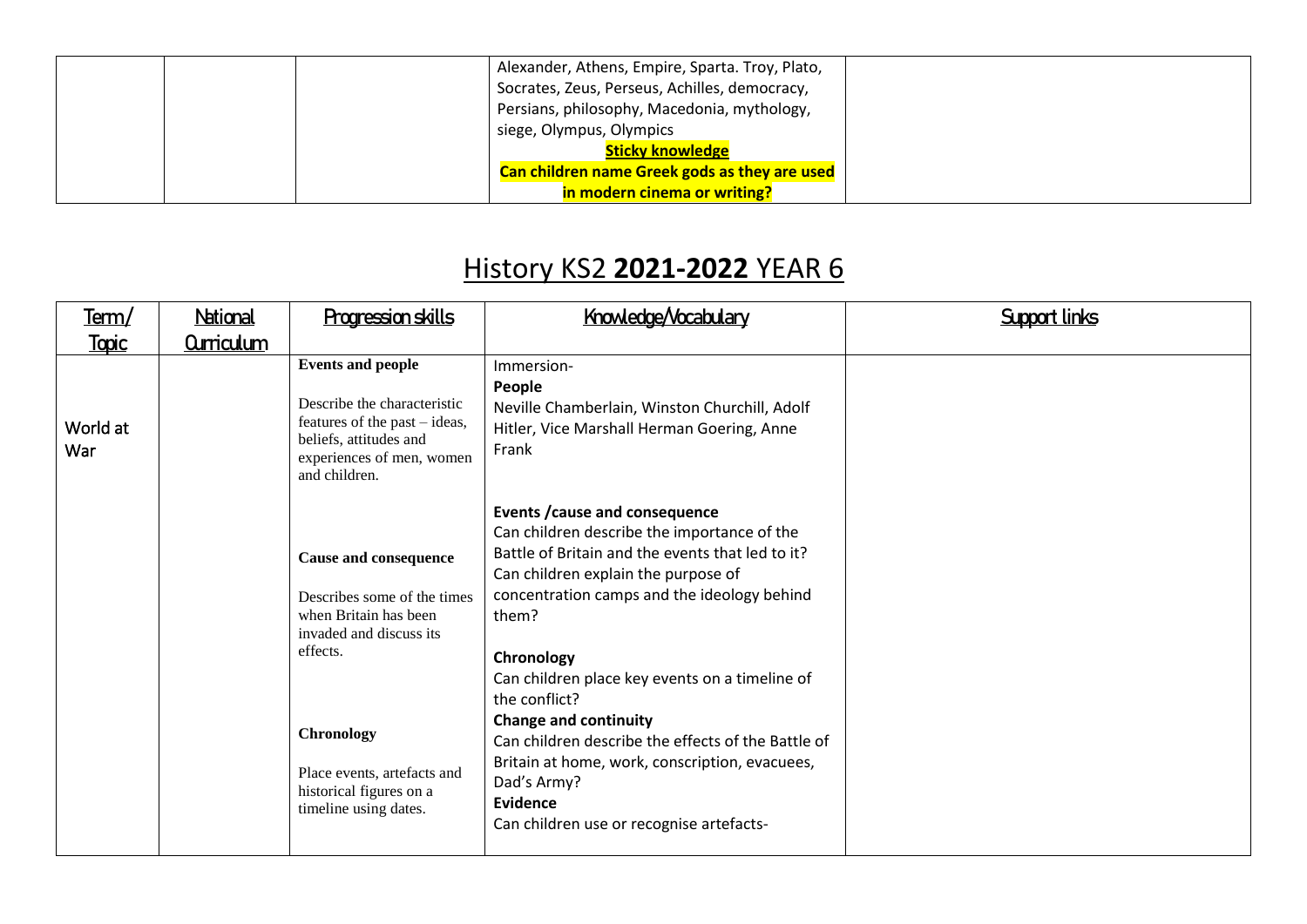| | | | Alexander, Athens, Empire, Sparta. Troy, Plato, Socrates, Zeus, Perseus, Achilles, democracy, Persians, philosophy, Macedonia, mythology, siege, Olympus, Olympics<br>**Sticky knowledge**<br>**Can children name Greek gods as they are used in modern cinema or writing?** | |
|---|---|---|---|---|

# History KS2 **2021-2022** YEAR 6

| Term/ Topic | National Curriculum | Progression skills | Knowledge/Vocabulary | Support links |
|---|---|---|---|---|
| World at War | | **Events and people**<br><br>Describe the characteristic features of the past – ideas, beliefs, attitudes and experiences of men, women and children.<br><br>**Cause and consequence**<br><br>Describes some of the times when Britain has been invaded and discuss its effects.<br><br>**Chronology**<br><br>Place events, artefacts and historical figures on a timeline using dates. | Immersion-<br>**People**<br>Neville Chamberlain, Winston Churchill, Adolf Hitler, Vice Marshall Herman Goering, Anne Frank<br><br>**Events /cause and consequence**<br>Can children describe the importance of the Battle of Britain and the events that led to it?<br>Can children explain the purpose of concentration camps and the ideology behind them?<br><br>**Chronology**<br>Can children place key events on a timeline of the conflict?<br>**Change and continuity**<br>Can children describe the effects of the Battle of Britain at home, work, conscription, evacuees, Dad's Army?<br>**Evidence**<br>Can children use or recognise artefacts- | |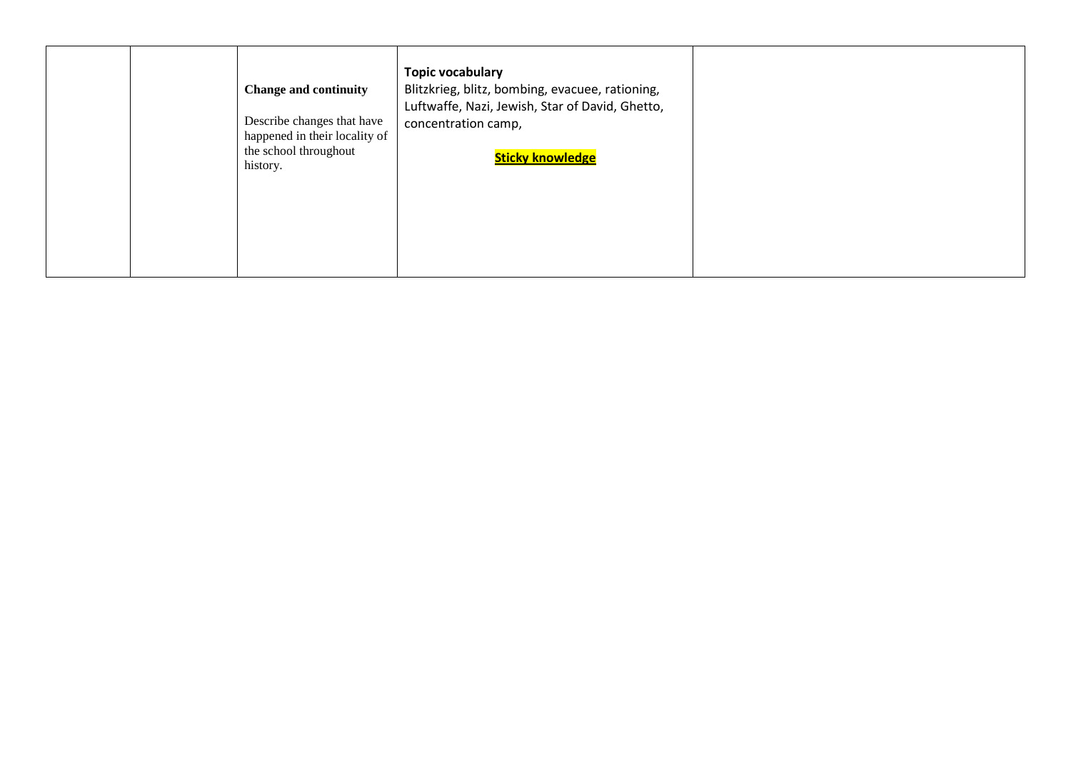| | | | | |
|---|---|---|---|---|
| | | **Change and continuity**<br><br>Describe changes that have happened in their locality of the school throughout history. | **Topic vocabulary**<br>Blitzkrieg, blitz, bombing, evacuee, rationing, Luftwaffe, Nazi, Jewish, Star of David, Ghetto, concentration camp,<br><br>**Sticky knowledge** | |